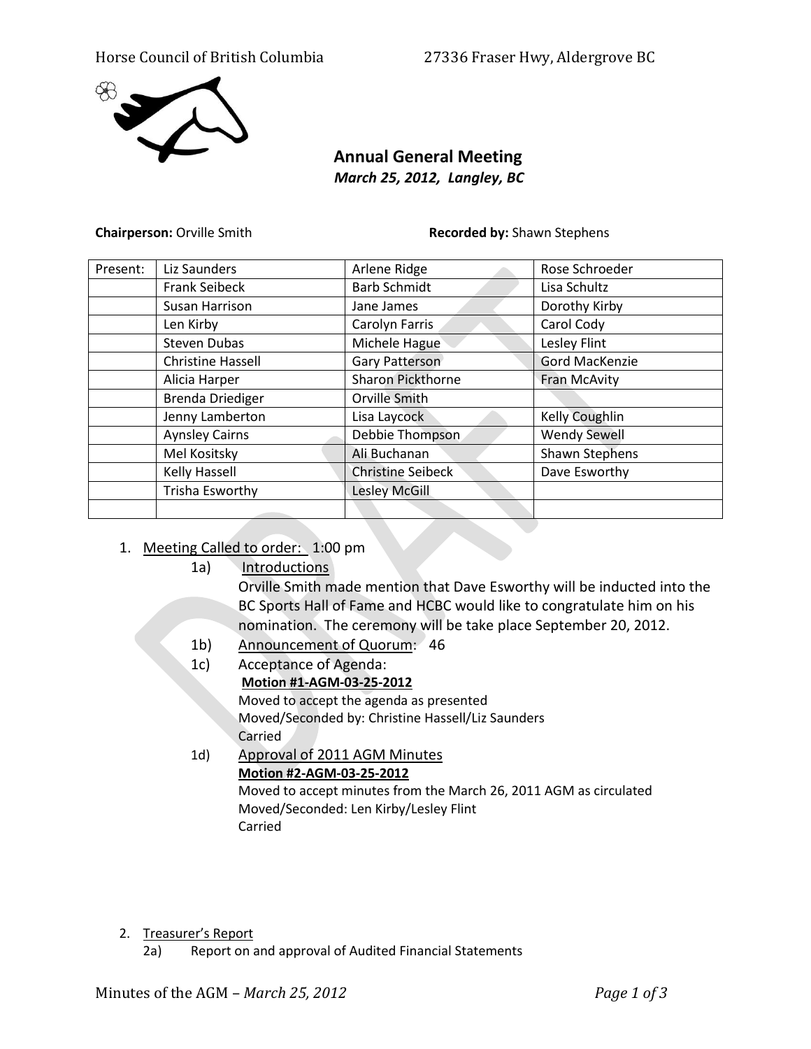Horse Council of British Columbia 27336 Fraser Hwy, Aldergrove BC

# Annual General Meeting

*March 25, 2012, Langley, BC*

**Chairperson:** Orville Smith **Recorded by:** Shawn Stephens

| Present: | Liz Saunders | Arlene Ridge | Rose Schroeder |
|---|---|---|---|
| | Frank Seibeck | Barb Schmidt | Lisa Schultz |
| | Susan Harrison | Jane James | Dorothy Kirby |
| | Len Kirby | Carolyn Farris | Carol Cody |
| | Steven Dubas | Michele Hague | Lesley Flint |
| | Christine Hassell | Gary Patterson | Gord MacKenzie |
| | Alicia Harper | Sharon Pickthorne | Fran McAvity |
| | Brenda Driediger | Orville Smith | |
| | Jenny Lamberton | Lisa Laycock | Kelly Coughlin |
| | Aynsley Cairns | Debbie Thompson | Wendy Sewell |
| | Mel Kositsky | Ali Buchanan | Shawn Stephens |
| | Kelly Hassell | Christine Seibeck | Dave Esworthy |
| | Trisha Esworthy | Lesley McGill | |
| | | | |

1. Meeting Called to order: 1:00 pm
   - 1a) Introductions
     Orville Smith made mention that Dave Esworthy will be inducted into the BC Sports Hall of Fame and HCBC would like to congratulate him on his nomination. The ceremony will be take place September 20, 2012.
   - 1b) Announcement of Quorum: 46
   - 1c) Acceptance of Agenda:
     **Motion #1-AGM-03-25-2012**
     Moved to accept the agenda as presented
     Moved/Seconded by: Christine Hassell/Liz Saunders
     Carried
   - 1d) Approval of 2011 AGM Minutes
     **Motion #2-AGM-03-25-2012**
     Moved to accept minutes from the March 26, 2011 AGM as circulated
     Moved/Seconded: Len Kirby/Lesley Flint
     Carried

2. Treasurer's Report
   - 2a) Report on and approval of Audited Financial Statements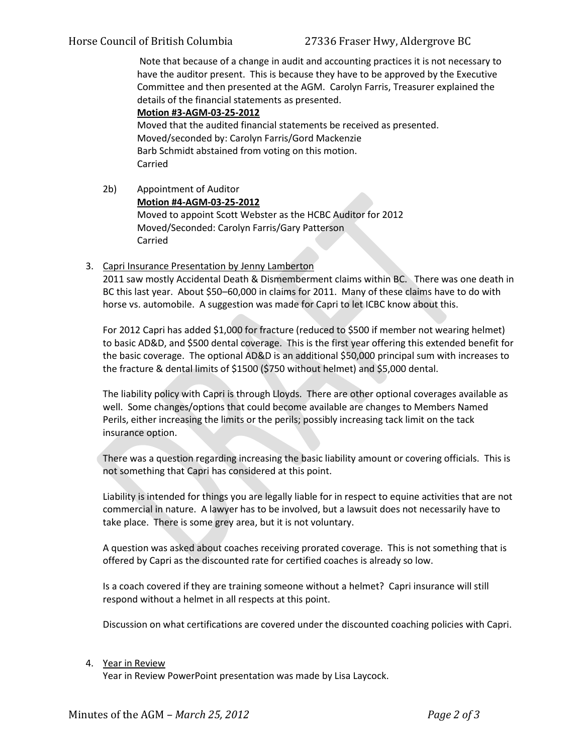Note that because of a change in audit and accounting practices it is not necessary to have the auditor present. This is because they have to be approved by the Executive Committee and then presented at the AGM. Carolyn Farris, Treasurer explained the details of the financial statements as presented.

**Motion #3-AGM-03-25-2012**

Moved that the audited financial statements be received as presented.
Moved/seconded by: Carolyn Farris/Gord Mackenzie
Barb Schmidt abstained from voting on this motion.
Carried

2b) Appointment of Auditor

**Motion #4-AGM-03-25-2012**

Moved to appoint Scott Webster as the HCBC Auditor for 2012
Moved/Seconded: Carolyn Farris/Gary Patterson
Carried

3. Capri Insurance Presentation by Jenny Lamberton

2011 saw mostly Accidental Death & Dismemberment claims within BC. There was one death in BC this last year. About $50–60,000 in claims for 2011. Many of these claims have to do with horse vs. automobile. A suggestion was made for Capri to let ICBC know about this.

For 2012 Capri has added $1,000 for fracture (reduced to $500 if member not wearing helmet) to basic AD&D, and $500 dental coverage. This is the first year offering this extended benefit for the basic coverage. The optional AD&D is an additional $50,000 principal sum with increases to the fracture & dental limits of $1500 ($750 without helmet) and $5,000 dental.

The liability policy with Capri is through Lloyds. There are other optional coverages available as well. Some changes/options that could become available are changes to Members Named Perils, either increasing the limits or the perils; possibly increasing tack limit on the tack insurance option.

There was a question regarding increasing the basic liability amount or covering officials. This is not something that Capri has considered at this point.

Liability is intended for things you are legally liable for in respect to equine activities that are not commercial in nature. A lawyer has to be involved, but a lawsuit does not necessarily have to take place. There is some grey area, but it is not voluntary.

A question was asked about coaches receiving prorated coverage. This is not something that is offered by Capri as the discounted rate for certified coaches is already so low.

Is a coach covered if they are training someone without a helmet? Capri insurance will still respond without a helmet in all respects at this point.

Discussion on what certifications are covered under the discounted coaching policies with Capri.

4. Year in Review

Year in Review PowerPoint presentation was made by Lisa Laycock.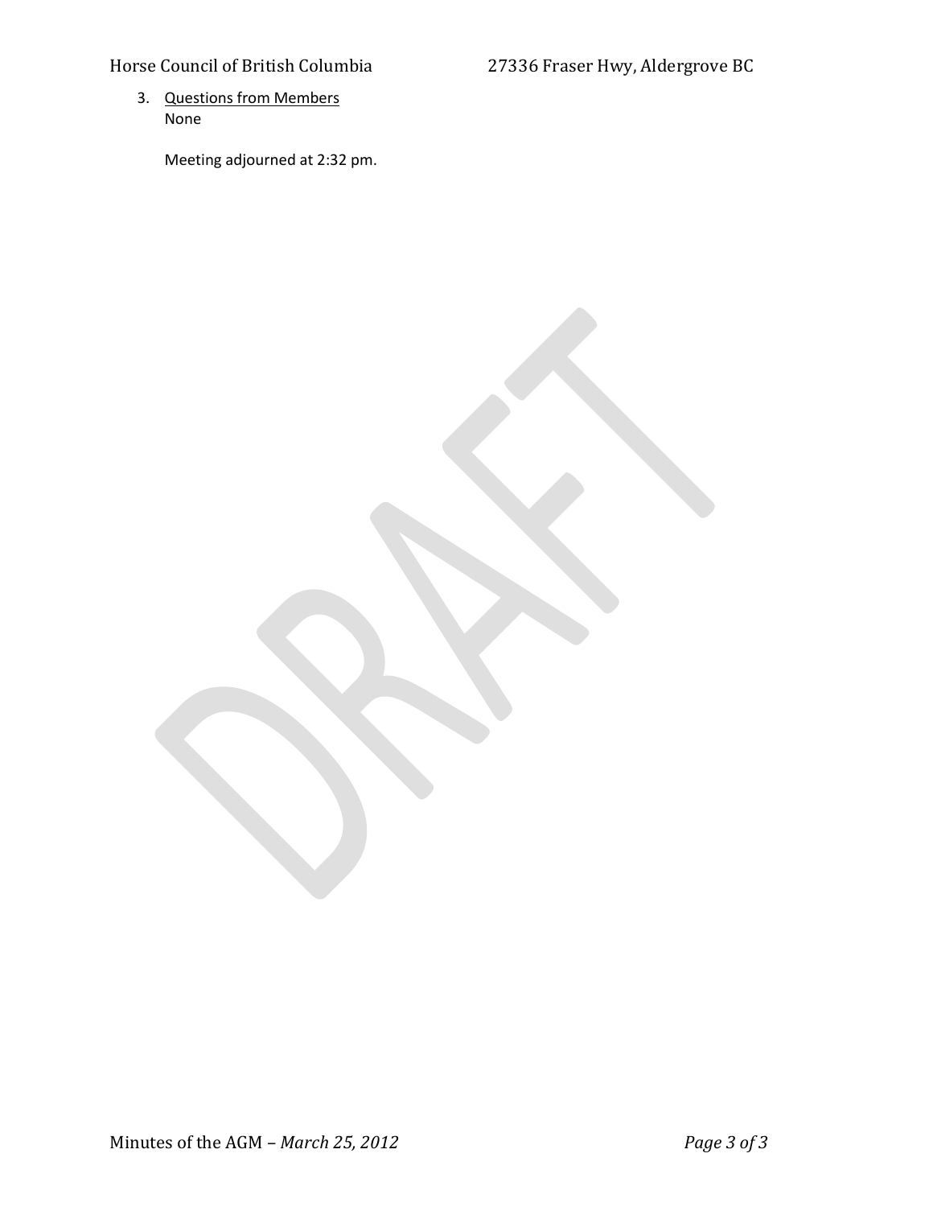3. <u>Questions from Members</u>
   None

   Meeting adjourned at 2:32 pm.